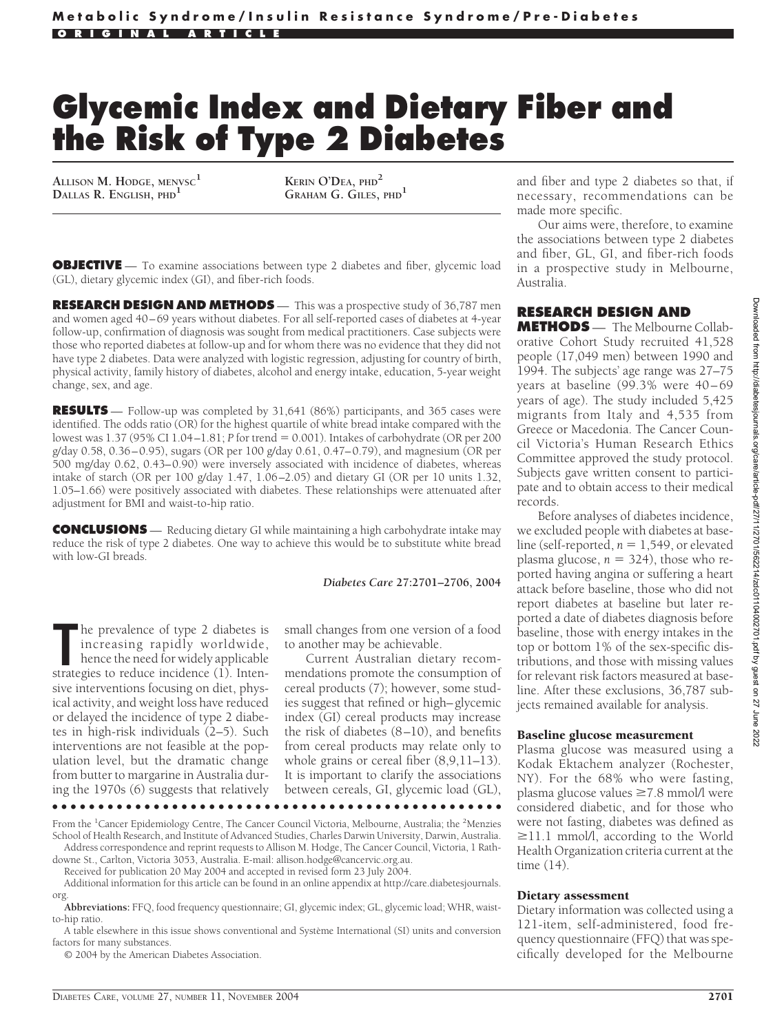# Glycemic Index and Dietary Fiber and the Risk of Type 2 Diabetes

ALLISON M. HODGE, MENVSC[1]
DALLAS R. ENGLISH, PHD[1]
KERIN O'DEA, PHD[2]
GRAHAM G. GILES, PHD[1]

**OBJECTIVE** — To examine associations between type 2 diabetes and fiber, glycemic load (GL), dietary glycemic index (GI), and fiber-rich foods.

**RESEARCH DESIGN AND METHODS** — This was a prospective study of 36,787 men and women aged 40–69 years without diabetes. For all self-reported cases of diabetes at 4-year follow-up, confirmation of diagnosis was sought from medical practitioners. Case subjects were those who reported diabetes at follow-up and for whom there was no evidence that they did not have type 2 diabetes. Data were analyzed with logistic regression, adjusting for country of birth, physical activity, family history of diabetes, alcohol and energy intake, education, 5-year weight change, sex, and age.

**RESULTS** — Follow-up was completed by 31,641 (86%) participants, and 365 cases were identified. The odds ratio (OR) for the highest quartile of white bread intake compared with the lowest was 1.37 (95% CI 1.04–1.81; *P* for trend = 0.001). Intakes of carbohydrate (OR per 200 g/day 0.58, 0.36–0.95), sugars (OR per 100 g/day 0.61, 0.47–0.79), and magnesium (OR per 500 mg/day 0.62, 0.43–0.90) were inversely associated with incidence of diabetes, whereas intake of starch (OR per 100 g/day 1.47, 1.06–2.05) and dietary GI (OR per 10 units 1.32, 1.05–1.66) were positively associated with diabetes. These relationships were attenuated after adjustment for BMI and waist-to-hip ratio.

**CONCLUSIONS** — Reducing dietary GI while maintaining a high carbohydrate intake may reduce the risk of type 2 diabetes. One way to achieve this would be to substitute white bread with low-GI breads.

*Diabetes Care* 27:2701–2706, 2004

The prevalence of type 2 diabetes is increasing rapidly worldwide, hence the need for widely applicable strategies to reduce incidence (1). Intensive interventions focusing on diet, physical activity, and weight loss have reduced or delayed the incidence of type 2 diabetes in high-risk individuals (2–5). Such interventions are not feasible at the population level, but the dramatic change from butter to margarine in Australia during the 1970s (6) suggests that relatively small changes from one version of a food to another may be achievable.

Current Australian dietary recommendations promote the consumption of cereal products (7); however, some studies suggest that refined or high–glycemic index (GI) cereal products may increase the risk of diabetes (8–10), and benefits from cereal products may relate only to whole grains or cereal fiber (8,9,11–13). It is important to clarify the associations between cereals, GI, glycemic load (GL), and fiber and type 2 diabetes so that, if necessary, recommendations can be made more specific.

Our aims were, therefore, to examine the associations between type 2 diabetes and fiber, GL, GI, and fiber-rich foods in a prospective study in Melbourne, Australia.

## RESEARCH DESIGN AND METHODS

The Melbourne Collaborative Cohort Study recruited 41,528 people (17,049 men) between 1990 and 1994. The subjects' age range was 27–75 years at baseline (99.3% were 40–69 years of age). The study included 5,425 migrants from Italy and 4,535 from Greece or Macedonia. The Cancer Council Victoria's Human Research Ethics Committee approved the study protocol. Subjects gave written consent to participate and to obtain access to their medical records.

Before analyses of diabetes incidence, we excluded people with diabetes at baseline (self-reported, *n* = 1,549, or elevated plasma glucose, *n* = 324), those who reported having angina or suffering a heart attack before baseline, those who did not report diabetes at baseline but later reported a date of diabetes diagnosis before baseline, those with energy intakes in the top or bottom 1% of the sex-specific distributions, and those with missing values for relevant risk factors measured at baseline. After these exclusions, 36,787 subjects remained available for analysis.

### Baseline glucose measurement

Plasma glucose was measured using a Kodak Ektachem analyzer (Rochester, NY). For the 68% who were fasting, plasma glucose values ≥7.8 mmol/l were considered diabetic, and for those who were not fasting, diabetes was defined as ≥11.1 mmol/l, according to the World Health Organization criteria current at the time (14).

### Dietary assessment

Dietary information was collected using a 121-item, self-administered, food frequency questionnaire (FFQ) that was specifically developed for the Melbourne

---

From the [1]Cancer Epidemiology Centre, The Cancer Council Victoria, Melbourne, Australia; the [2]Menzies School of Health Research, and Institute of Advanced Studies, Charles Darwin University, Darwin, Australia.

Address correspondence and reprint requests to Allison M. Hodge, The Cancer Council, Victoria, 1 Rathdowne St., Carlton, Victoria 3053, Australia. E-mail: allison.hodge@cancervic.org.au.

Received for publication 20 May 2004 and accepted in revised form 23 July 2004.

Additional information for this article can be found in an online appendix at http://care.diabetesjournals.org.

**Abbreviations:** FFQ, food frequency questionnaire; GI, glycemic index; GL, glycemic load; WHR, waist-to-hip ratio.

A table elsewhere in this issue shows conventional and Système International (SI) units and conversion factors for many substances.

© 2004 by the American Diabetes Association.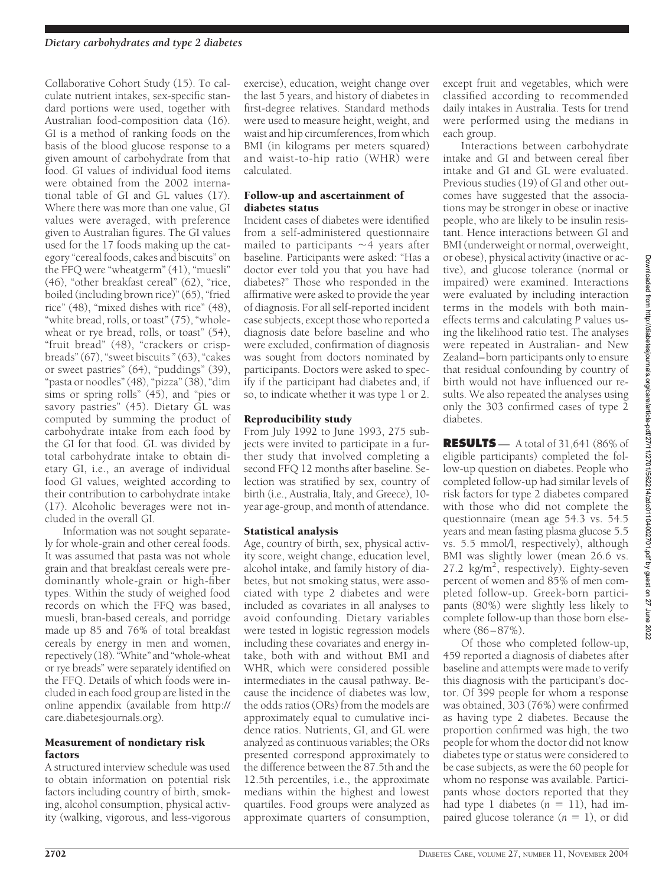Collaborative Cohort Study (15). To calculate nutrient intakes, sex-specific standard portions were used, together with Australian food-composition data (16). GI is a method of ranking foods on the basis of the blood glucose response to a given amount of carbohydrate from that food. GI values of individual food items were obtained from the 2002 international table of GI and GL values (17). Where there was more than one value, GI values were averaged, with preference given to Australian figures. The GI values used for the 17 foods making up the category "cereal foods, cakes and biscuits" on the FFQ were "wheatgerm" (41), "muesli" (46), "other breakfast cereal" (62), "rice, boiled (including brown rice)" (65), "fried rice" (48), "mixed dishes with rice" (48), "white bread, rolls, or toast" (75), "whole-wheat or rye bread, rolls, or toast" (54), "fruit bread" (48), "crackers or crispbreads" (67), "sweet biscuits" (63), "cakes or sweet pastries" (64), "puddings" (39), "pasta or noodles" (48), "pizza" (38), "dim sims or spring rolls" (45), and "pies or savory pastries" (45). Dietary GL was computed by summing the product of carbohydrate intake from each food by the GI for that food. GL was divided by total carbohydrate intake to obtain dietary GI, i.e., an average of individual food GI values, weighted according to their contribution to carbohydrate intake (17). Alcoholic beverages were not included in the overall GI.

Information was not sought separately for whole-grain and other cereal foods. It was assumed that pasta was not whole grain and that breakfast cereals were predominantly whole-grain or high-fiber types. Within the study of weighed food records on which the FFQ was based, muesli, bran-based cereals, and porridge made up 85 and 76% of total breakfast cereals by energy in men and women, repectively (18). "White" and "whole-wheat or rye breads" were separately identified on the FFQ. Details of which foods were included in each food group are listed in the online appendix (available from http://care.diabetesjournals.org).

### Measurement of nondietary risk factors

A structured interview schedule was used to obtain information on potential risk factors including country of birth, smoking, alcohol consumption, physical activity (walking, vigorous, and less-vigorous exercise), education, weight change over the last 5 years, and history of diabetes in first-degree relatives. Standard methods were used to measure height, weight, and waist and hip circumferences, from which BMI (in kilograms per meters squared) and waist-to-hip ratio (WHR) were calculated.

### Follow-up and ascertainment of diabetes status

Incident cases of diabetes were identified from a self-administered questionnaire mailed to participants ~4 years after baseline. Participants were asked: "Has a doctor ever told you that you have had diabetes?" Those who responded in the affirmative were asked to provide the year of diagnosis. For all self-reported incident case subjects, except those who reported a diagnosis date before baseline and who were excluded, confirmation of diagnosis was sought from doctors nominated by participants. Doctors were asked to specify if the participant had diabetes and, if so, to indicate whether it was type 1 or 2.

### Reproducibility study

From July 1992 to June 1993, 275 subjects were invited to participate in a further study that involved completing a second FFQ 12 months after baseline. Selection was stratified by sex, country of birth (i.e., Australia, Italy, and Greece), 10-year age-group, and month of attendance.

### Statistical analysis

Age, country of birth, sex, physical activity score, weight change, education level, alcohol intake, and family history of diabetes, but not smoking status, were associated with type 2 diabetes and were included as covariates in all analyses to avoid confounding. Dietary variables were tested in logistic regression models including these covariates and energy intake, both with and without BMI and WHR, which were considered possible intermediates in the causal pathway. Because the incidence of diabetes was low, the odds ratios (ORs) from the models are approximately equal to cumulative incidence ratios. Nutrients, GI, and GL were analyzed as continuous variables; the ORs presented correspond approximately to the difference between the 87.5th and the 12.5th percentiles, i.e., the approximate medians within the highest and lowest quartiles. Food groups were analyzed as approximate quarters of consumption, except fruit and vegetables, which were classified according to recommended daily intakes in Australia. Tests for trend were performed using the medians in each group.

Interactions between carbohydrate intake and GI and between cereal fiber intake and GI and GL were evaluated. Previous studies (19) of GI and other outcomes have suggested that the associations may be stronger in obese or inactive people, who are likely to be insulin resistant. Hence interactions between GI and BMI (underweight or normal, overweight, or obese), physical activity (inactive or active), and glucose tolerance (normal or impaired) were examined. Interactions were evaluated by including interaction terms in the models with both main-effects terms and calculating $P$ values using the likelihood ratio test. The analyses were repeated in Australian- and New Zealand–born participants only to ensure that residual confounding by country of birth would not have influenced our results. We also repeated the analyses using only the 303 confirmed cases of type 2 diabetes.

## RESULTS

A total of 31,641 (86% of eligible participants) completed the follow-up question on diabetes. People who completed follow-up had similar levels of risk factors for type 2 diabetes compared with those who did not complete the questionnaire (mean age 54.3 vs. 54.5 years and mean fasting plasma glucose 5.5 vs. 5.5 mmol/l, respectively), although BMI was slightly lower (mean 26.6 vs. 27.2 kg/m$^2$, respectively). Eighty-seven percent of women and 85% of men completed follow-up. Greek-born participants (80%) were slightly less likely to complete follow-up than those born elsewhere (86–87%).

Of those who completed follow-up, 459 reported a diagnosis of diabetes after baseline and attempts were made to verify this diagnosis with the participant's doctor. Of 399 people for whom a response was obtained, 303 (76%) were confirmed as having type 2 diabetes. Because the proportion confirmed was high, the two people for whom the doctor did not know diabetes type or status were considered to be case subjects, as were the 60 people for whom no response was available. Participants whose doctors reported that they had type 1 diabetes ($n$ = 11), had impaired glucose tolerance ($n$ = 1), or did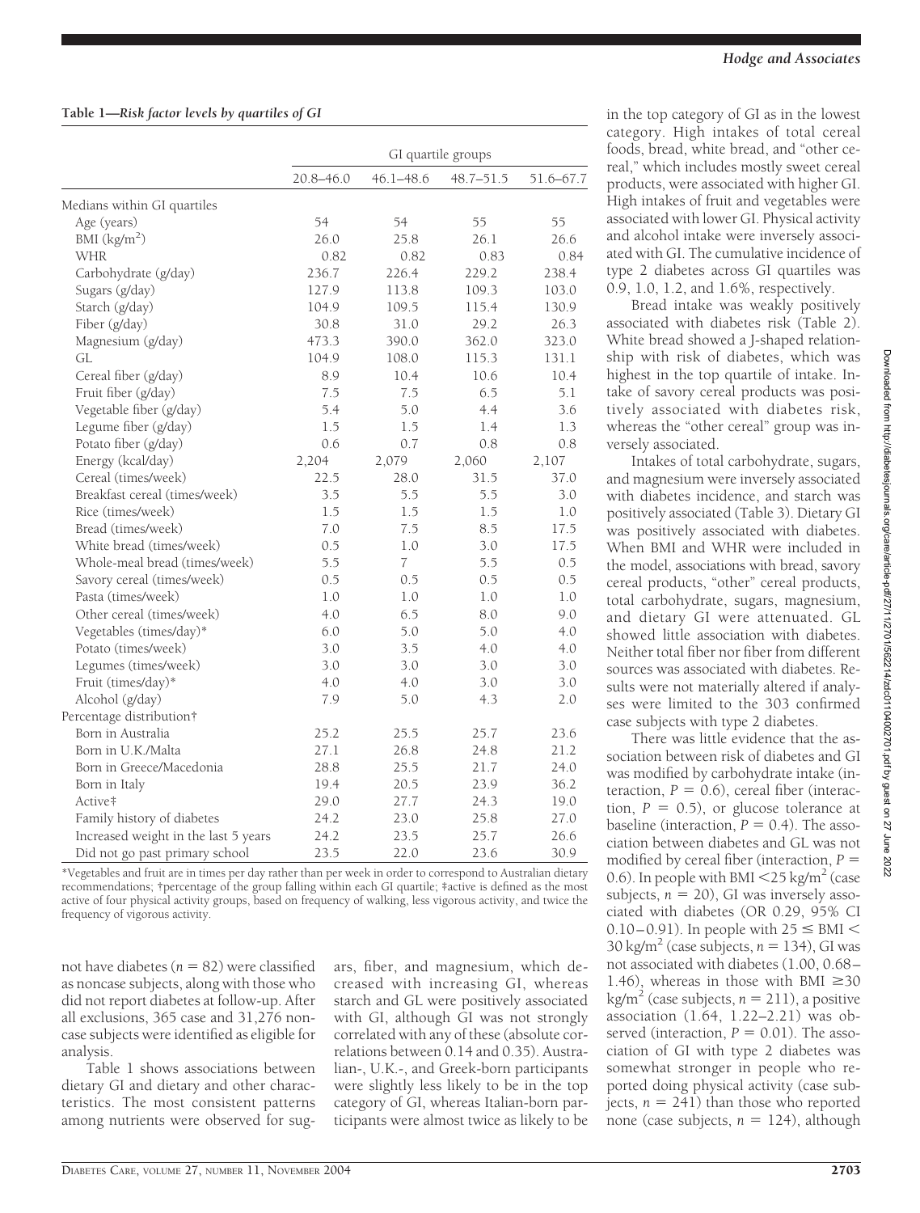**Table 1—Risk factor levels by quartiles of GI**

| | GI quartile groups | | | |
|---|---|---|---|---|
| | 20.8–46.0 | 46.1–48.6 | 48.7–51.5 | 51.6–67.7 |
| Medians within GI quartiles | | | | |
| Age (years) | 54 | 54 | 55 | 55 |
| BMI (kg/m$^2$) | 26.0 | 25.8 | 26.1 | 26.6 |
| WHR | 0.82 | 0.82 | 0.83 | 0.84 |
| Carbohydrate (g/day) | 236.7 | 226.4 | 229.2 | 238.4 |
| Sugars (g/day) | 127.9 | 113.8 | 109.3 | 103.0 |
| Starch (g/day) | 104.9 | 109.5 | 115.4 | 130.9 |
| Fiber (g/day) | 30.8 | 31.0 | 29.2 | 26.3 |
| Magnesium (g/day) | 473.3 | 390.0 | 362.0 | 323.0 |
| GL | 104.9 | 108.0 | 115.3 | 131.1 |
| Cereal fiber (g/day) | 8.9 | 10.4 | 10.6 | 10.4 |
| Fruit fiber (g/day) | 7.5 | 7.5 | 6.5 | 5.1 |
| Vegetable fiber (g/day) | 5.4 | 5.0 | 4.4 | 3.6 |
| Legume fiber (g/day) | 1.5 | 1.5 | 1.4 | 1.3 |
| Potato fiber (g/day) | 0.6 | 0.7 | 0.8 | 0.8 |
| Energy (kcal/day) | 2,204 | 2,079 | 2,060 | 2,107 |
| Cereal (times/week) | 22.5 | 28.0 | 31.5 | 37.0 |
| Breakfast cereal (times/week) | 3.5 | 5.5 | 5.5 | 3.0 |
| Rice (times/week) | 1.5 | 1.5 | 1.5 | 1.0 |
| Bread (times/week) | 7.0 | 7.5 | 8.5 | 17.5 |
| White bread (times/week) | 0.5 | 1.0 | 3.0 | 17.5 |
| Whole-meal bread (times/week) | 5.5 | 7 | 5.5 | 0.5 |
| Savory cereal (times/week) | 0.5 | 0.5 | 0.5 | 0.5 |
| Pasta (times/week) | 1.0 | 1.0 | 1.0 | 1.0 |
| Other cereal (times/week) | 4.0 | 6.5 | 8.0 | 9.0 |
| Vegetables (times/day)* | 6.0 | 5.0 | 5.0 | 4.0 |
| Potato (times/week) | 3.0 | 3.5 | 4.0 | 4.0 |
| Legumes (times/week) | 3.0 | 3.0 | 3.0 | 3.0 |
| Fruit (times/day)* | 4.0 | 4.0 | 3.0 | 3.0 |
| Alcohol (g/day) | 7.9 | 5.0 | 4.3 | 2.0 |
| Percentage distribution† | | | | |
| Born in Australia | 25.2 | 25.5 | 25.7 | 23.6 |
| Born in U.K./Malta | 27.1 | 26.8 | 24.8 | 21.2 |
| Born in Greece/Macedonia | 28.8 | 25.5 | 21.7 | 24.0 |
| Born in Italy | 19.4 | 20.5 | 23.9 | 36.2 |
| Active‡ | 29.0 | 27.7 | 24.3 | 19.0 |
| Family history of diabetes | 24.2 | 23.0 | 25.8 | 27.0 |
| Increased weight in the last 5 years | 24.2 | 23.5 | 25.7 | 26.6 |
| Did not go past primary school | 23.5 | 22.0 | 23.6 | 30.9 |

*Vegetables and fruit are in times per day rather than per week in order to correspond to Australian dietary recommendations; †percentage of the group falling within each GI quartile; ‡active is defined as the most active of four physical activity groups, based on frequency of walking, less vigorous activity, and twice the frequency of vigorous activity.

not have diabetes ($n = 82$) were classified as noncase subjects, along with those who did not report diabetes at follow-up. After all exclusions, 365 case and 31,276 noncase subjects were identified as eligible for analysis.

Table 1 shows associations between dietary GI and dietary and other characteristics. The most consistent patterns among nutrients were observed for sugars, fiber, and magnesium, which decreased with increasing GI, whereas starch and GL were positively associated with GI, although GI was not strongly correlated with any of these (absolute correlations between 0.14 and 0.35). Australian-, U.K.-, and Greek-born participants were slightly less likely to be in the top category of GI, whereas Italian-born participants were almost twice as likely to be in the top category of GI as in the lowest category. High intakes of total cereal foods, bread, white bread, and "other cereal," which includes mostly sweet cereal products, were associated with higher GI. High intakes of fruit and vegetables were associated with lower GI. Physical activity and alcohol intake were inversely associated with GI. The cumulative incidence of type 2 diabetes across GI quartiles was 0.9, 1.0, 1.2, and 1.6%, respectively.

Bread intake was weakly positively associated with diabetes risk (Table 2). White bread showed a J-shaped relationship with risk of diabetes, which was highest in the top quartile of intake. Intake of savory cereal products was positively associated with diabetes risk, whereas the "other cereal" group was inversely associated.

Intakes of total carbohydrate, sugars, and magnesium were inversely associated with diabetes incidence, and starch was positively associated (Table 3). Dietary GI was positively associated with diabetes. When BMI and WHR were included in the model, associations with bread, savory cereal products, "other" cereal products, total carbohydrate, sugars, magnesium, and dietary GI were attenuated. GL showed little association with diabetes. Neither total fiber nor fiber from different sources was associated with diabetes. Results were not materially altered if analyses were limited to the 303 confirmed case subjects with type 2 diabetes.

There was little evidence that the association between risk of diabetes and GI was modified by carbohydrate intake (interaction, $P = 0.6$), cereal fiber (interaction, $P = 0.5$), or glucose tolerance at baseline (interaction, $P = 0.4$). The association between diabetes and GL was not modified by cereal fiber (interaction, $P = 0.6$). In people with BMI $<$25 kg/m$^2$ (case subjects, $n = 20$), GI was inversely associated with diabetes (OR 0.29, 95% CI 0.10–0.91). In people with $25 \leq$ BMI $<$ 30 kg/m$^2$ (case subjects, $n = 134$), GI was not associated with diabetes (1.00, 0.68–1.46), whereas in those with BMI $\geq$30 kg/m$^2$ (case subjects, $n = 211$), a positive association (1.64, 1.22–2.21) was observed (interaction, $P = 0.01$). The association of GI with type 2 diabetes was somewhat stronger in people who reported doing physical activity (case subjects, $n = 241$) than those who reported none (case subjects, $n = 124$), although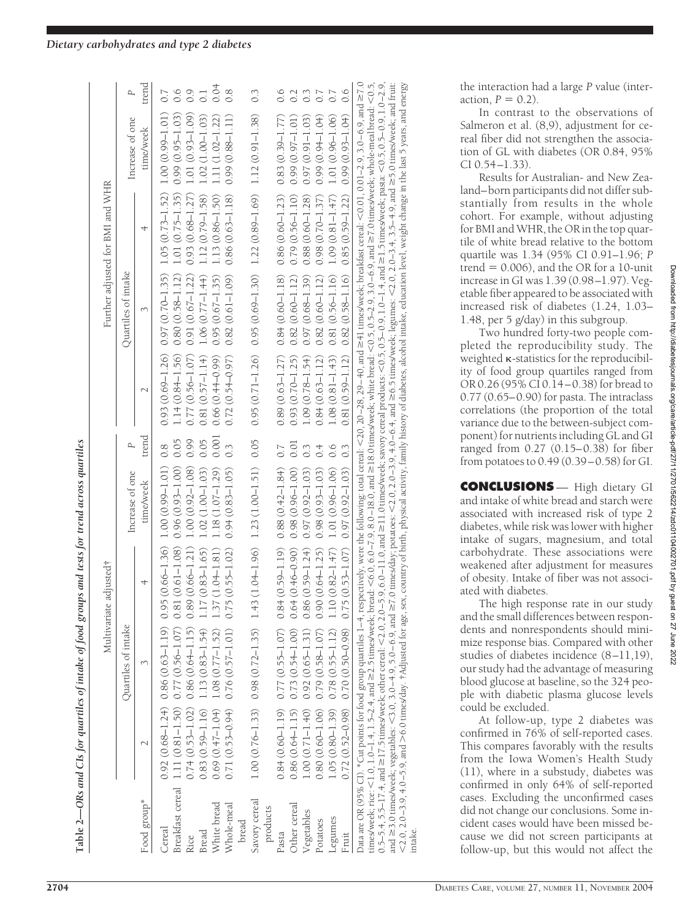**Table 2—ORs and CIs for quartiles of intake of food groups and tests for trend across quartiles**

| Food group* | Multivariate adjusted† | | | | | Further adjusted for BMI and WHR | | | | |
|---|---|---|---|---|---|---|---|---|---|---|
| | Quartiles of intake | | | Increase of one time/week | P trend | Quartiles of intake | | | Increase of one time/week | P trend |
| | 2 | 3 | 4 | | | 2 | 3 | 4 | | |
| Cereal | 0.92 (0.68–1.24) | 0.86 (0.63–1.19) | 0.95 (0.66–1.36) | 1.00 (0.99–1.01) | 0.8 | 0.93 (0.69–1.26) | 0.97 (0.70–1.35) | 1.05 (0.73–1.52) | 1.00 (0.99–1.01) | 0.7 |
| Breakfast cereal | 1.11 (0.81–1.50) | 0.77 (0.56–1.07) | 0.81 (0.61–1.08) | 0.96 (0.93–1.00) | 0.05 | 1.14 (0.84–1.56) | 0.80 (0.58–1.12) | 1.01 (0.75–1.35) | 0.99 (0.95–1.03) | 0.6 |
| Rice | 0.74 (0.53–1.02) | 0.86 (0.64–1.15) | 0.89 (0.66–1.21) | 1.00 (0.92–1.08) | 0.99 | 0.77 (0.56–1.07) | 0.91 (0.67–1.22) | 0.93 (0.68–1.27) | 1.01 (0.93–1.09) | 0.9 |
| Bread | 0.83 (0.59–1.16) | 1.13 (0.83–1.54) | 1.17 (0.83–1.65) | 1.02 (1.00–1.03) | 0.05 | 0.81 (0.57–1.14) | 1.06 (0.77–1.44) | 1.12 (0.79–1.58) | 1.02 (1.00–1.03) | 0.1 |
| White bread | 0.69 (0.47–1.04) | 1.08 (0.77–1.52) | 1.37 (1.04–1.81) | 1.18 (1.07–1.29) | 0.001 | 0.66 (0.44–0.99) | 0.95 (0.67–1.35) | 1.13 (0.86–1.50) | 1.11 (1.02–1.22) | 0.04 |
| Whole-meal bread | 0.71 (0.53–0.94) | 0.76 (0.57–1.01) | 0.75 (0.55–1.02) | 0.94 (0.83–1.05) | 0.3 | 0.72 (0.54–0.97) | 0.82 (0.61–1.09) | 0.86 (0.63–1.18) | 0.99 (0.88–1.11) | 0.8 |
| Savory cereal products | 1.00 (0.76–1.33) | 0.98 (0.72–1.35) | 1.43 (1.04–1.96) | 1.23 (1.00–1.51) | 0.05 | 0.95 (0.71–1.26) | 0.95 (0.69–1.30) | 1.22 (0.89–1.69) | 1.12 (0.91–1.38) | 0.3 |
| Pasta | 0.84 (0.60–1.19) | 0.77 (0.55–1.07) | 0.84 (0.59–1.19) | 0.88 (0.42–1.84) | 0.7 | 0.89 (0.63–1.27) | 0.84 (0.60–1.18) | 0.86 (0.60–1.23) | 0.83 (0.39–1.77) | 0.6 |
| Other cereal | 0.86 (0.64–1.15) | 0.73 (0.54–1.00) | 0.64 (0.46–0.90) | 0.98 (0.96–1.00) | 0.01 | 0.93 (0.70–1.25) | 0.82 (0.60–1.12) | 0.79 (0.56–1.10) | 0.99 (0.97–1.01) | 0.2 |
| Vegetables | 1.00 (0.71–1.40) | 0.92 (0.65–1.31) | 0.86 (0.59–1.24) | 0.97 (0.92–1.03) | 0.3 | 1.09 (0.78–1.54) | 0.97 (0.68–1.39) | 0.88 (0.60–1.28) | 0.97 (0.91–1.03) | 0.3 |
| Potatoes | 0.80 (0.60–1.06) | 0.79 (0.58–1.07) | 0.90 (0.64–1.25) | 0.98 (0.93–1.03) | 0.4 | 0.84 (0.63–1.12) | 0.82 (0.60–1.12) | 0.98 (0.70–1.37) | 0.99 (0.94–1.04) | 0.7 |
| Legumes | 1.05 (0.80–1.39) | 0.78 (0.55–1.12) | 1.10 (0.82–1.47) | 1.01 (0.96–1.06) | 0.6 | 1.08 (0.81–1.43) | 0.81 (0.56–1.16) | 1.09 (0.81–1.47) | 1.01 (0.96–1.06) | 0.7 |
| Fruit | 0.72 (0.52–0.98) | 0.70 (0.50–0.98) | 0.75 (0.53–1.07) | 0.97 (0.92–1.03) | 0.3 | 0.81 (0.59–1.12) | 0.82 (0.58–1.16) | 0.85 (0.59–1.22) | 0.99 (0.93–1.04) | 0.6 |

Data are OR (95% CI). *Cut points for food group quartiles 1–4, respectively, were the following: total cereal: <20, 20–28, 29–40, and ≥41 times/week; breakfast cereal: <0.01, 0.01–2.9, 3.0–6.9, and ≥7.0 times/week; rice: <1.0, 1.0–1.4, 1.5–2.4, and ≥2.5 times/week; bread: <6.0, 6.0–7.9, 8.0–18.0, and ≥18.0 times/week; white bread: <0.5, 0.5–2.9, 3.0–6.9, and ≥7.0 times/week; whole-meal bread: <0.5, 0.5–5.4, 5.5–17.4, and ≥17.5 times/week; other cereal: <2.0, 2.0–5.9, 6.0–11.0, and ≥11.0 times/week; savory cereal products: <0.5, 0.5–0.9, 1.0–1.4, and ≥1.5 times/week; pasta: <0.5, 0.5–0.9, 1.0–2.9, and ≥3.0 times/week; vegetables: <3.0, 3.0–4.9, 5.0–6.9, and ≥7.0 times/day; potatoes: <2.0, 2.0–3.9, 4.0–6.4, and ≥6.5 times/week; legumes: <2.0, 2.0–3.4, 3.5–4.9, and ≥5.0 times/week; and fruit: <2.0, 2.0–3.9, 4.0–5.9, and >6.0 times/day. †Adjusted for age, sex, country of birth, physical activity, family history of diabetes, alcohol intake, education level, weight change in the last 5 years, and energy intake.

the interaction had a large *P* value (interaction, *P* = 0.2).

In contrast to the observations of Salmeron et al. (8,9), adjustment for cereal fiber did not strengthen the association of GL with diabetes (OR 0.84, 95% CI 0.54–1.33).

Results for Australian- and New Zealand–born participants did not differ substantially from results in the whole cohort. For example, without adjusting for BMI and WHR, the OR in the top quartile of white bread relative to the bottom quartile was 1.34 (95% CI 0.91–1.96; *P* trend = 0.006), and the OR for a 10-unit increase in GI was 1.39 (0.98–1.97). Vegetable fiber appeared to be associated with increased risk of diabetes (1.24, 1.03–1.48, per 5 g/day) in this subgroup.

Two hundred forty-two people completed the reproducibility study. The weighted κ-statistics for the reproducibility of food group quartiles ranged from OR 0.26 (95% CI 0.14–0.38) for bread to 0.77 (0.65–0.90) for pasta. The intraclass correlations (the proportion of the total variance due to the between-subject component) for nutrients including GL and GI ranged from 0.27 (0.15–0.38) for fiber from potatoes to 0.49 (0.39–0.58) for GI.

## CONCLUSIONS

High dietary GI and intake of white bread and starch were associated with increased risk of type 2 diabetes, while risk was lower with higher intake of sugars, magnesium, and total carbohydrate. These associations were weakened after adjustment for measures of obesity. Intake of fiber was not associated with diabetes.

The high response rate in our study and the small differences between respondents and nonrespondents should minimize response bias. Compared with other studies of diabetes incidence (8–11,19), our study had the advantage of measuring blood glucose at baseline, so the 324 people with diabetic plasma glucose levels could be excluded.

At follow-up, type 2 diabetes was confirmed in 76% of self-reported cases. This compares favorably with the results from the Iowa Women's Health Study (11), where in a substudy, diabetes was confirmed in only 64% of self-reported cases. Excluding the unconfirmed cases did not change our conclusions. Some incident cases would have been missed because we did not screen participants at follow-up, but this would not affect the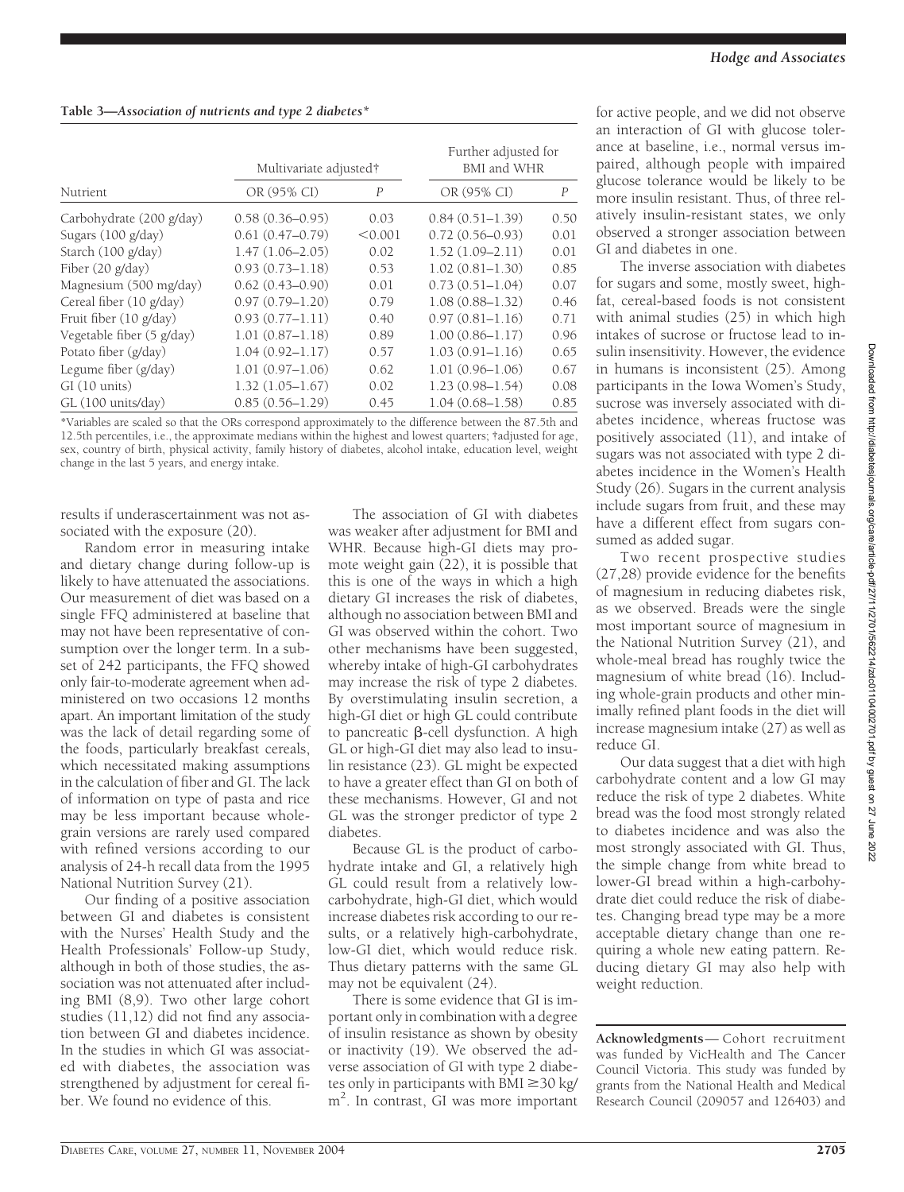**Table 3—*Association of nutrients and type 2 diabetes****

| Nutrient | Multivariate adjusted† | | Further adjusted for BMI and WHR | |
|---|---|---|---|---|
| | OR (95% CI) | *P* | OR (95% CI) | *P* |
| Carbohydrate (200 g/day) | 0.58 (0.36–0.95) | 0.03 | 0.84 (0.51–1.39) | 0.50 |
| Sugars (100 g/day) | 0.61 (0.47–0.79) | <0.001 | 0.72 (0.56–0.93) | 0.01 |
| Starch (100 g/day) | 1.47 (1.06–2.05) | 0.02 | 1.52 (1.09–2.11) | 0.01 |
| Fiber (20 g/day) | 0.93 (0.73–1.18) | 0.53 | 1.02 (0.81–1.30) | 0.85 |
| Magnesium (500 mg/day) | 0.62 (0.43–0.90) | 0.01 | 0.73 (0.51–1.04) | 0.07 |
| Cereal fiber (10 g/day) | 0.97 (0.79–1.20) | 0.79 | 1.08 (0.88–1.32) | 0.46 |
| Fruit fiber (10 g/day) | 0.93 (0.77–1.11) | 0.40 | 0.97 (0.81–1.16) | 0.71 |
| Vegetable fiber (5 g/day) | 1.01 (0.87–1.18) | 0.89 | 1.00 (0.86–1.17) | 0.96 |
| Potato fiber (g/day) | 1.04 (0.92–1.17) | 0.57 | 1.03 (0.91–1.16) | 0.65 |
| Legume fiber (g/day) | 1.01 (0.97–1.06) | 0.62 | 1.01 (0.96–1.06) | 0.67 |
| GI (10 units) | 1.32 (1.05–1.67) | 0.02 | 1.23 (0.98–1.54) | 0.08 |
| GL (100 units/day) | 0.85 (0.56–1.29) | 0.45 | 1.04 (0.68–1.58) | 0.85 |

*Variables are scaled so that the ORs correspond approximately to the difference between the 87.5th and 12.5th percentiles, i.e., the approximate medians within the highest and lowest quarters; †adjusted for age, sex, country of birth, physical activity, family history of diabetes, alcohol intake, education level, weight change in the last 5 years, and energy intake.

results if underascertainment was not associated with the exposure (20).

Random error in measuring intake and dietary change during follow-up is likely to have attenuated the associations. Our measurement of diet was based on a single FFQ administered at baseline that may not have been representative of consumption over the longer term. In a subset of 242 participants, the FFQ showed only fair-to-moderate agreement when administered on two occasions 12 months apart. An important limitation of the study was the lack of detail regarding some of the foods, particularly breakfast cereals, which necessitated making assumptions in the calculation of fiber and GI. The lack of information on type of pasta and rice may be less important because wholegrain versions are rarely used compared with refined versions according to our analysis of 24-h recall data from the 1995 National Nutrition Survey (21).

Our finding of a positive association between GI and diabetes is consistent with the Nurses' Health Study and the Health Professionals' Follow-up Study, although in both of those studies, the association was not attenuated after including BMI (8,9). Two other large cohort studies (11,12) did not find any association between GI and diabetes incidence. In the studies in which GI was associated with diabetes, the association was strengthened by adjustment for cereal fiber. We found no evidence of this.

The association of GI with diabetes was weaker after adjustment for BMI and WHR. Because high-GI diets may promote weight gain (22), it is possible that this is one of the ways in which a high dietary GI increases the risk of diabetes, although no association between BMI and GI was observed within the cohort. Two other mechanisms have been suggested, whereby intake of high-GI carbohydrates may increase the risk of type 2 diabetes. By overstimulating insulin secretion, a high-GI diet or high GL could contribute to pancreatic β-cell dysfunction. A high GL or high-GI diet may also lead to insulin resistance (23). GL might be expected to have a greater effect than GI on both of these mechanisms. However, GI and not GL was the stronger predictor of type 2 diabetes.

Because GL is the product of carbohydrate intake and GI, a relatively high GL could result from a relatively low-carbohydrate, high-GI diet, which would increase diabetes risk according to our results, or a relatively high-carbohydrate, low-GI diet, which would reduce risk. Thus dietary patterns with the same GL may not be equivalent (24).

There is some evidence that GI is important only in combination with a degree of insulin resistance as shown by obesity or inactivity (19). We observed the adverse association of GI with type 2 diabetes only in participants with BMI ≥30 kg/m$^2$. In contrast, GI was more important for active people, and we did not observe an interaction of GI with glucose tolerance at baseline, i.e., normal versus impaired, although people with impaired glucose tolerance would be likely to be more insulin resistant. Thus, of three relatively insulin-resistant states, we only observed a stronger association between GI and diabetes in one.

The inverse association with diabetes for sugars and some, mostly sweet, high-fat, cereal-based foods is not consistent with animal studies (25) in which high intakes of sucrose or fructose lead to insulin insensitivity. However, the evidence in humans is inconsistent (25). Among participants in the Iowa Women's Study, sucrose was inversely associated with diabetes incidence, whereas fructose was positively associated (11), and intake of sugars was not associated with type 2 diabetes incidence in the Women's Health Study (26). Sugars in the current analysis include sugars from fruit, and these may have a different effect from sugars consumed as added sugar.

Two recent prospective studies (27,28) provide evidence for the benefits of magnesium in reducing diabetes risk, as we observed. Breads were the single most important source of magnesium in the National Nutrition Survey (21), and whole-meal bread has roughly twice the magnesium of white bread (16). Including whole-grain products and other minimally refined plant foods in the diet will increase magnesium intake (27) as well as reduce GI.

Our data suggest that a diet with high carbohydrate content and a low GI may reduce the risk of type 2 diabetes. White bread was the food most strongly related to diabetes incidence and was also the most strongly associated with GI. Thus, the simple change from white bread to lower-GI bread within a high-carbohydrate diet could reduce the risk of diabetes. Changing bread type may be a more acceptable dietary change than one requiring a whole new eating pattern. Reducing dietary GI may also help with weight reduction.

**Acknowledgments**— Cohort recruitment was funded by VicHealth and The Cancer Council Victoria. This study was funded by grants from the National Health and Medical Research Council (209057 and 126403) and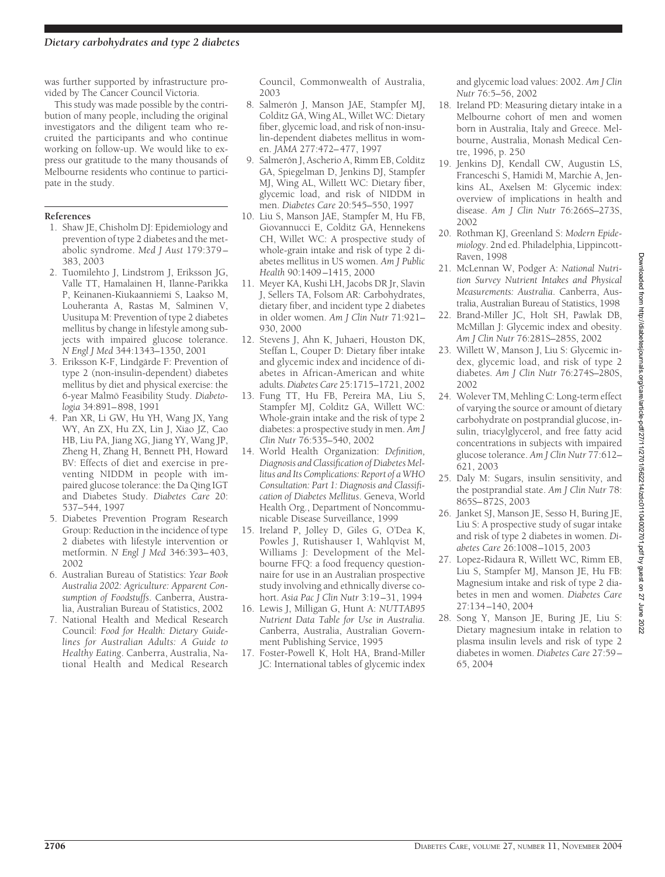was further supported by infrastructure provided by The Cancer Council Victoria.

This study was made possible by the contribution of many people, including the original investigators and the diligent team who recruited the participants and who continue working on follow-up. We would like to express our gratitude to the many thousands of Melbourne residents who continue to participate in the study.

## References

1. Shaw JE, Chisholm DJ: Epidemiology and prevention of type 2 diabetes and the metabolic syndrome. *Med J Aust* 179:379–383, 2003
2. Tuomilehto J, Lindstrom J, Eriksson JG, Valle TT, Hamalainen H, Ilanne-Parikka P, Keinanen-Kiukaanniemi S, Laakso M, Louheranta A, Rastas M, Salminen V, Uusitupa M: Prevention of type 2 diabetes mellitus by change in lifestyle among subjects with impaired glucose tolerance. *N Engl J Med* 344:1343–1350, 2001
3. Eriksson K-F, Lindgärde F: Prevention of type 2 (non-insulin-dependent) diabetes mellitus by diet and physical exercise: the 6-year Malmö Feasibility Study. *Diabetologia* 34:891–898, 1991
4. Pan XR, Li GW, Hu YH, Wang JX, Yang WY, An ZX, Hu ZX, Lin J, Xiao JZ, Cao HB, Liu PA, Jiang XG, Jiang YY, Wang JP, Zheng H, Zhang H, Bennett PH, Howard BV: Effects of diet and exercise in preventing NIDDM in people with impaired glucose tolerance: the Da Qing IGT and Diabetes Study. *Diabetes Care* 20:537–544, 1997
5. Diabetes Prevention Program Research Group: Reduction in the incidence of type 2 diabetes with lifestyle intervention or metformin. *N Engl J Med* 346:393–403, 2002
6. Australian Bureau of Statistics: *Year Book Australia 2002: Agriculture: Apparent Consumption of Foodstuffs*. Canberra, Australia, Australian Bureau of Statistics, 2002
7. National Health and Medical Research Council: *Food for Health: Dietary Guidelines for Australian Adults: A Guide to Healthy Eating*. Canberra, Australia, National Health and Medical Research Council, Commonwealth of Australia, 2003
8. Salmerón J, Manson JAE, Stampfer MJ, Colditz GA, Wing AL, Willet WC: Dietary fiber, glycemic load, and risk of non-insulin-dependent diabetes mellitus in women. *JAMA* 277:472–477, 1997
9. Salmerón J, Ascherio A, Rimm EB, Colditz GA, Spiegelman D, Jenkins DJ, Stampfer MJ, Wing AL, Willett WC: Dietary fiber, glycemic load, and risk of NIDDM in men. *Diabetes Care* 20:545–550, 1997
10. Liu S, Manson JAE, Stampfer M, Hu FB, Giovannucci E, Colditz GA, Hennekens CH, Willet WC: A prospective study of whole-grain intake and risk of type 2 diabetes mellitus in US women. *Am J Public Health* 90:1409–1415, 2000
11. Meyer KA, Kushi LH, Jacobs DR Jr, Slavin J, Sellers TA, Folsom AR: Carbohydrates, dietary fiber, and incident type 2 diabetes in older women. *Am J Clin Nutr* 71:921–930, 2000
12. Stevens J, Ahn K, Juhaeri, Houston DK, Steffan L, Couper D: Dietary fiber intake and glycemic index and incidence of diabetes in African-American and white adults. *Diabetes Care* 25:1715–1721, 2002
13. Fung TT, Hu FB, Pereira MA, Liu S, Stampfer MJ, Colditz GA, Willett WC: Whole-grain intake and the risk of type 2 diabetes: a prospective study in men. *Am J Clin Nutr* 76:535–540, 2002
14. World Health Organization: *Definition, Diagnosis and Classification of Diabetes Mellitus and Its Complications: Report of a WHO Consultation: Part 1: Diagnosis and Classification of Diabetes Mellitus*. Geneva, World Health Org., Department of Noncommunicable Disease Surveillance, 1999
15. Ireland P, Jolley D, Giles G, O'Dea K, Powles J, Rutishauser I, Wahlqvist M, Williams J: Development of the Melbourne FFQ: a food frequency questionnaire for use in an Australian prospective study involving and ethnically diverse cohort. *Asia Pac J Clin Nutr* 3:19–31, 1994
16. Lewis J, Milligan G, Hunt A: *NUTTAB95 Nutrient Data Table for Use in Australia*. Canberra, Australia, Australian Government Publishing Service, 1995
17. Foster-Powell K, Holt HA, Brand-Miller JC: International tables of glycemic index and glycemic load values: 2002. *Am J Clin Nutr* 76:5–56, 2002
18. Ireland PD: Measuring dietary intake in a Melbourne cohort of men and women born in Australia, Italy and Greece. Melbourne, Australia, Monash Medical Centre, 1996, p. 250
19. Jenkins DJ, Kendall CW, Augustin LS, Franceschi S, Hamidi M, Marchie A, Jenkins AL, Axelsen M: Glycemic index: overview of implications in health and disease. *Am J Clin Nutr* 76:266S–273S, 2002
20. Rothman KJ, Greenland S: *Modern Epidemiology*. 2nd ed. Philadelphia, Lippincott-Raven, 1998
21. McLennan W, Podger A: *National Nutrition Survey Nutrient Intakes and Physical Measurements: Australia*. Canberra, Australia, Australian Bureau of Statistics, 1998
22. Brand-Miller JC, Holt SH, Pawlak DB, McMillan J: Glycemic index and obesity. *Am J Clin Nutr* 76:281S–285S, 2002
23. Willett W, Manson J, Liu S: Glycemic index, glycemic load, and risk of type 2 diabetes. *Am J Clin Nutr* 76:274S–280S, 2002
24. Wolever TM, Mehling C: Long-term effect of varying the source or amount of dietary carbohydrate on postprandial glucose, insulin, triacylglycerol, and free fatty acid concentrations in subjects with impaired glucose tolerance. *Am J Clin Nutr* 77:612–621, 2003
25. Daly M: Sugars, insulin sensitivity, and the postprandial state. *Am J Clin Nutr* 78:865S–872S, 2003
26. Janket SJ, Manson JE, Sesso H, Buring JE, Liu S: A prospective study of sugar intake and risk of type 2 diabetes in women. *Diabetes Care* 26:1008–1015, 2003
27. Lopez-Ridaura R, Willett WC, Rimm EB, Liu S, Stampfer MJ, Manson JE, Hu FB: Magnesium intake and risk of type 2 diabetes in men and women. *Diabetes Care* 27:134–140, 2004
28. Song Y, Manson JE, Buring JE, Liu S: Dietary magnesium intake in relation to plasma insulin levels and risk of type 2 diabetes in women. *Diabetes Care* 27:59–65, 2004